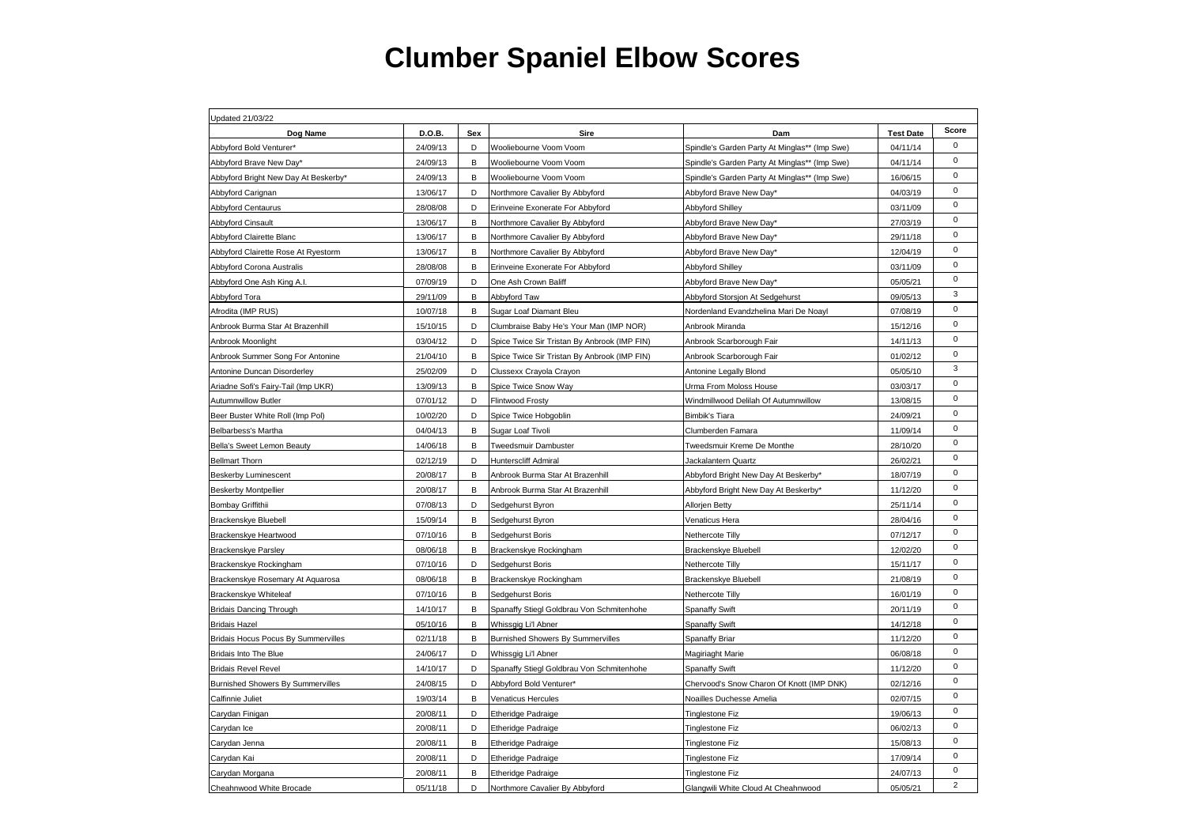# Clumber Spaniel Elbow Scores

Updated 21/03/22

| Dog Name | D.O.B. | Sex | Sire | Dam | Test Date | Score |
|---|---|---|---|---|---|---|
| Abbyford Bold Venturer* | 24/09/13 | D | Wooliebourne Voom Voom | Spindle's Garden Party At Minglas** (Imp Swe) | 04/11/14 | 0 |
| Abbyford Brave New Day* | 24/09/13 | B | Wooliebourne Voom Voom | Spindle's Garden Party At Minglas** (Imp Swe) | 04/11/14 | 0 |
| Abbyford Bright New Day At Beskerby* | 24/09/13 | B | Wooliebourne Voom Voom | Spindle's Garden Party At Minglas** (Imp Swe) | 16/06/15 | 0 |
| Abbyford Carignan | 13/06/17 | D | Northmore Cavalier By Abbyford | Abbyford Brave New Day* | 04/03/19 | 0 |
| Abbyford Centaurus | 28/08/08 | D | Erinveine Exonerate For Abbyford | Abbyford Shilley | 03/11/09 | 0 |
| Abbyford Cinsault | 13/06/17 | D | Northmore Cavalier By Abbyford | Abbyford Brave New Day* | 27/03/19 | 0 |
| Abbyford Clairette Blanc | 13/06/17 | B | Northmore Cavalier By Abbyford | Abbyford Brave New Day* | 29/11/18 | 0 |
| Abbyford Clairette Rose At Ryestorm | 13/06/17 | B | Northmore Cavalier By Abbyford | Abbyford Brave New Day* | 12/04/19 | 0 |
| Abbyford Corona Australis | 28/08/08 | B | Erinveine Exonerate For Abbyford | Abbyford Shilley | 03/11/09 | 0 |
| Abbyford One Ash King A.I. | 07/09/19 | D | One Ash Crown Baliff | Abbyford Brave New Day* | 05/05/21 | 0 |
| Abbyford Tora | 29/11/09 | B | Abbyford Taw | Abbyford Storsjon At Sedgehurst | 09/05/13 | 3 |
| Afrodita (IMP RUS) | 10/07/18 | B | Sugar Loaf Diamant Bleu | Nordenland Evandzhelina Mari De Noayl | 07/08/19 | 0 |
| Anbrook Burma Star At Brazenhill | 15/10/15 | D | Clumbraise Baby He's Your Man (IMP NOR) | Anbrook Miranda | 15/12/16 | 0 |
| Anbrook Moonlight | 03/04/12 | D | Spice Twice Sir Tristan By Anbrook (IMP FIN) | Anbrook Scarborough Fair | 14/11/13 | 0 |
| Anbrook Summer Song For Antonine | 21/04/10 | B | Spice Twice Sir Tristan By Anbrook (IMP FIN) | Anbrook Scarborough Fair | 01/02/12 | 0 |
| Antonine Duncan Disorderley | 25/02/09 | D | Clussexx Crayola Crayon | Antonine Legally Blond | 05/05/10 | 3 |
| Ariadne Sofi's Fairy-Tail (Imp UKR) | 13/09/13 | B | Spice Twice Snow Way | Urma From Moloss House | 03/03/17 | 0 |
| Autumnwillow Butler | 07/01/12 | D | Flintwood Frosty | Windmillwood Delilah Of Autumnwillow | 13/08/15 | 0 |
| Beer Buster White Roll (Imp Pol) | 10/02/20 | D | Spice Twice Hobgoblin | Bimbik's Tiara | 24/09/21 | 0 |
| Belbarbess's Martha | 04/04/13 | B | Sugar Loaf Tivoli | Clumberden Famara | 11/09/14 | 0 |
| Bella's Sweet Lemon Beauty | 14/06/18 | B | Tweedsmuir Dambuster | Tweedsmuir Kreme De Monthe | 28/10/20 | 0 |
| Bellmart Thorn | 02/12/19 | D | Hunterscliff Admiral | Jackalantern Quartz | 26/02/21 | 0 |
| Beskerby Luminescent | 20/08/17 | B | Anbrook Burma Star At Brazenhill | Abbyford Bright New Day At Beskerby* | 18/07/19 | 0 |
| Beskerby Montpellier | 20/08/17 | B | Anbrook Burma Star At Brazenhill | Abbyford Bright New Day At Beskerby* | 11/12/20 | 0 |
| Bombay Griffithii | 07/08/13 | D | Sedgehurst Byron | Allorjen Betty | 25/11/14 | 0 |
| Brackenskye Bluebell | 15/09/14 | B | Sedgehurst Byron | Venaticus Hera | 28/04/16 | 0 |
| Brackenskye Heartwood | 07/10/16 | B | Sedgehurst Boris | Nethercote Tilly | 07/12/17 | 0 |
| Brackenskye Parsley | 08/06/18 | B | Brackenskye Rockingham | Brackenskye Bluebell | 12/02/20 | 0 |
| Brackenskye Rockingham | 07/10/16 | D | Sedgehurst Boris | Nethercote Tilly | 15/11/17 | 0 |
| Brackenskye Rosemary At Aquarosa | 08/06/18 | B | Brackenskye Rockingham | Brackenskye Bluebell | 21/08/19 | 0 |
| Brackenskye Whiteleaf | 07/10/16 | B | Sedgehurst Boris | Nethercote Tilly | 16/01/19 | 0 |
| Bridais Dancing Through | 14/10/17 | B | Spanaffy Stiegl Goldbrau Von Schmitenhohe | Spanaffy Swift | 20/11/19 | 0 |
| Bridais Hazel | 05/10/16 | B | Whissgig Li'l Abner | Spanaffy Swift | 14/12/18 | 0 |
| Bridais Hocus Pocus By Summervilles | 02/11/18 | B | Burnished Showers By Summervilles | Spanaffy Briar | 11/12/20 | 0 |
| Bridais Into The Blue | 24/06/17 | D | Whissgig Li'l Abner | Magiriaght Marie | 06/08/18 | 0 |
| Bridais Revel Revel | 14/10/17 | D | Spanaffy Stiegl Goldbrau Von Schmitenhohe | Spanaffy Swift | 11/12/20 | 0 |
| Burnished Showers By Summervilles | 24/08/15 | D | Abbyford Bold Venturer* | Chervood's Snow Charon Of Knott (IMP DNK) | 02/12/16 | 0 |
| Calfinnie Juliet | 19/03/14 | B | Venaticus Hercules | Noailles Duchesse Amelia | 02/07/15 | 0 |
| Carydan Finigan | 20/08/11 | D | Etheridge Padraige | Tinglestone Fiz | 19/06/13 | 0 |
| Carydan Ice | 20/08/11 | D | Etheridge Padraige | Tinglestone Fiz | 06/02/13 | 0 |
| Carydan Jenna | 20/08/11 | B | Etheridge Padraige | Tinglestone Fiz | 15/08/13 | 0 |
| Carydan Kai | 20/08/11 | D | Etheridge Padraige | Tinglestone Fiz | 17/09/14 | 0 |
| Carydan Morgana | 20/08/11 | B | Etheridge Padraige | Tinglestone Fiz | 24/07/13 | 0 |
| Cheahnwood White Brocade | 05/11/18 | D | Northmore Cavalier By Abbyford | Glangwili White Cloud At Cheahnwood | 05/05/21 | 2 |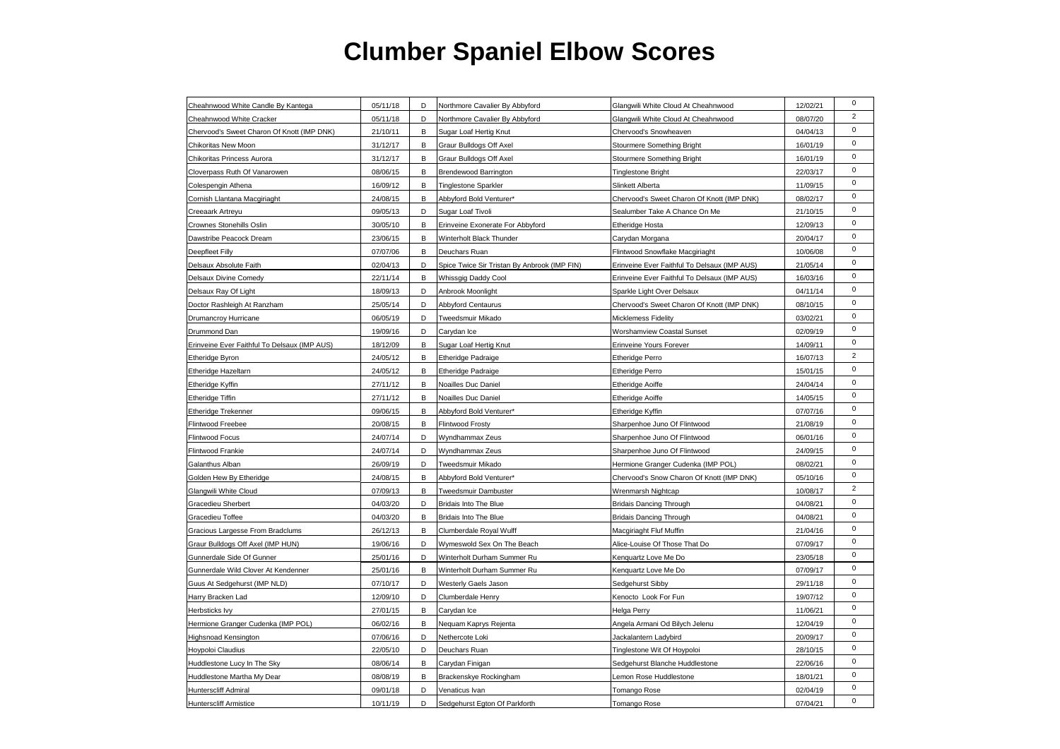# Clumber Spaniel Elbow Scores

| | | | | | | |
|---|---|---|---|---|---|---|
| Cheahnwood White Candle By Kantega | 05/11/18 | D | Northmore Cavalier By Abbyford | Glangwili White Cloud At Cheahnwood | 12/02/21 | 0 |
| Cheahnwood White Cracker | 05/11/18 | D | Northmore Cavalier By Abbyford | Glangwili White Cloud At Cheahnwood | 08/07/20 | 2 |
| Chervood's Sweet Charon Of Knott (IMP DNK) | 21/10/11 | B | Sugar Loaf Hertig Knut | Chervood's Snowheaven | 04/04/13 | 0 |
| Chikoritas New Moon | 31/12/17 | B | Graur Bulldogs Off Axel | Stourmere Something Bright | 16/01/19 | 0 |
| Chikoritas Princess Aurora | 31/12/17 | B | Graur Bulldogs Off Axel | Stourmere Something Bright | 16/01/19 | 0 |
| Cloverpass Ruth Of Vanarowen | 08/06/15 | B | Brendewood Barrington | Tinglestone Bright | 22/03/17 | 0 |
| Colespengin Athena | 16/09/12 | B | Tinglestone Sparkler | Slinkett Alberta | 11/09/15 | 0 |
| Cornish Llantana Macgiriaght | 24/08/15 | B | Abbyford Bold Venturer* | Chervood's Sweet Charon Of Knott (IMP DNK) | 08/02/17 | 0 |
| Creeaark Artreyu | 09/05/13 | D | Sugar Loaf Tivoli | Sealumber Take A Chance On Me | 21/10/15 | 0 |
| Crownes Stonehills Oslin | 30/05/10 | B | Erinveine Exonerate For Abbyford | Etheridge Hosta | 12/09/13 | 0 |
| Dawstribe Peacock Dream | 23/06/15 | B | Winterholt Black Thunder | Carydan Morgana | 20/04/17 | 0 |
| Deepfleet Filly | 07/07/06 | B | Deuchars Ruan | Flintwood Snowflake Macgiriaght | 10/06/08 | 0 |
| Delsaux Absolute Faith | 02/04/13 | D | Spice Twice Sir Tristan By Anbrook (IMP FIN) | Erinveine Ever Faithful To Delsaux (IMP AUS) | 21/05/14 | 0 |
| Delsaux Divine Comedy | 22/11/14 | B | Whissgig Daddy Cool | Erinveine Ever Faithful To Delsaux (IMP AUS) | 16/03/16 | 0 |
| Delsaux Ray Of Light | 18/09/13 | D | Anbrook Moonlight | Sparkle Light Over Delsaux | 04/11/14 | 0 |
| Doctor Rashleigh At Ranzham | 25/05/14 | D | Abbyford Centaurus | Chervood's Sweet Charon Of Knott (IMP DNK) | 08/10/15 | 0 |
| Drumancroy Hurricane | 06/05/19 | D | Tweedsmuir Mikado | Micklemess Fidelity | 03/02/21 | 0 |
| Drummond Dan | 19/09/16 | D | Carydan Ice | Worshamview Coastal Sunset | 02/09/19 | 0 |
| Erinveine Ever Faithful To Delsaux (IMP AUS) | 18/12/09 | B | Sugar Loaf Hertig Knut | Erinveine Yours Forever | 14/09/11 | 0 |
| Etheridge Byron | 24/05/12 | B | Etheridge Padraige | Etheridge Perro | 16/07/13 | 2 |
| Etheridge Hazeltarn | 24/05/12 | B | Etheridge Padraige | Etheridge Perro | 15/01/15 | 0 |
| Etheridge Kyffin | 27/11/12 | B | Noailles Duc Daniel | Etheridge Aoiffe | 24/04/14 | 0 |
| Etheridge Tiffin | 27/11/12 | B | Noailles Duc Daniel | Etheridge Aoiffe | 14/05/15 | 0 |
| Etheridge Trekenner | 09/06/15 | B | Abbyford Bold Venturer* | Etheridge Kyffin | 07/07/16 | 0 |
| Flintwood Freebee | 20/08/15 | B | Flintwood Frosty | Sharpenhoe Juno Of Flintwood | 21/08/19 | 0 |
| Flintwood Focus | 24/07/14 | D | Wyndhammax Zeus | Sharpenhoe Juno Of Flintwood | 06/01/16 | 0 |
| Flintwood Frankie | 24/07/14 | D | Wyndhammax Zeus | Sharpenhoe Juno Of Flintwood | 24/09/15 | 0 |
| Galanthus Alban | 26/09/19 | D | Tweedsmuir Mikado | Hermione Granger Cudenka (IMP POL) | 08/02/21 | 0 |
| Golden Hew By Etheridge | 24/08/15 | B | Abbyford Bold Venturer* | Chervood's Snow Charon Of Knott (IMP DNK) | 05/10/16 | 0 |
| Glangwili White Cloud | 07/09/13 | B | Tweedsmuir Dambuster | Wrenmarsh Nightcap | 10/08/17 | 2 |
| Gracedieu Sherbert | 04/03/20 | D | Bridais Into The Blue | Bridais Dancing Through | 04/08/21 | 0 |
| Gracedieu Toffee | 04/03/20 | B | Bridais Into The Blue | Bridais Dancing Through | 04/08/21 | 0 |
| Gracious Largesse From Bradclums | 26/12/13 | B | Clumberdale Royal Wulff | Macgiriaght Fluf Muffin | 21/04/16 | 0 |
| Graur Bulldogs Off Axel (IMP HUN) | 19/06/16 | D | Wymeswold Sex On The Beach | Alice-Louise Of Those That Do | 07/09/17 | 0 |
| Gunnerdale Side Of Gunner | 25/01/16 | D | Winterholt Durham Summer Ru | Kenquartz Love Me Do | 23/05/18 | 0 |
| Gunnerdale Wild Clover At Kendenner | 25/01/16 | B | Winterholt Durham Summer Ru | Kenquartz Love Me Do | 07/09/17 | 0 |
| Guus At Sedgehurst (IMP NLD) | 07/10/17 | D | Westerly Gaels Jason | Sedgehurst Sibby | 29/11/18 | 0 |
| Harry Bracken Lad | 12/09/10 | D | Clumberdale Henry | Kenocto Look For Fun | 19/07/12 | 0 |
| Herbsticks Ivy | 27/01/15 | B | Carydan Ice | Helga Perry | 11/06/21 | 0 |
| Hermione Granger Cudenka (IMP POL) | 06/02/16 | B | Nequam Kaprys Rejenta | Angela Armani Od Bilych Jelenu | 12/04/19 | 0 |
| Highsnoad Kensington | 07/06/16 | D | Nethercote Loki | Jackalantern Ladybird | 20/09/17 | 0 |
| Hoypoloi Claudius | 22/05/10 | D | Deuchars Ruan | Tinglestone Wit Of Hoypoloi | 28/10/15 | 0 |
| Huddlestone Lucy In The Sky | 08/06/14 | B | Carydan Finigan | Sedgehurst Blanche Huddlestone | 22/06/16 | 0 |
| Huddlestone Martha My Dear | 08/08/19 | B | Brackenskye Rockingham | Lemon Rose Huddlestone | 18/01/21 | 0 |
| Hunterscliff Admiral | 09/01/18 | D | Venaticus Ivan | Tomango Rose | 02/04/19 | 0 |
| Hunterscliff Armistice | 10/11/19 | D | Sedgehurst Egton Of Parkforth | Tomango Rose | 07/04/21 | 0 |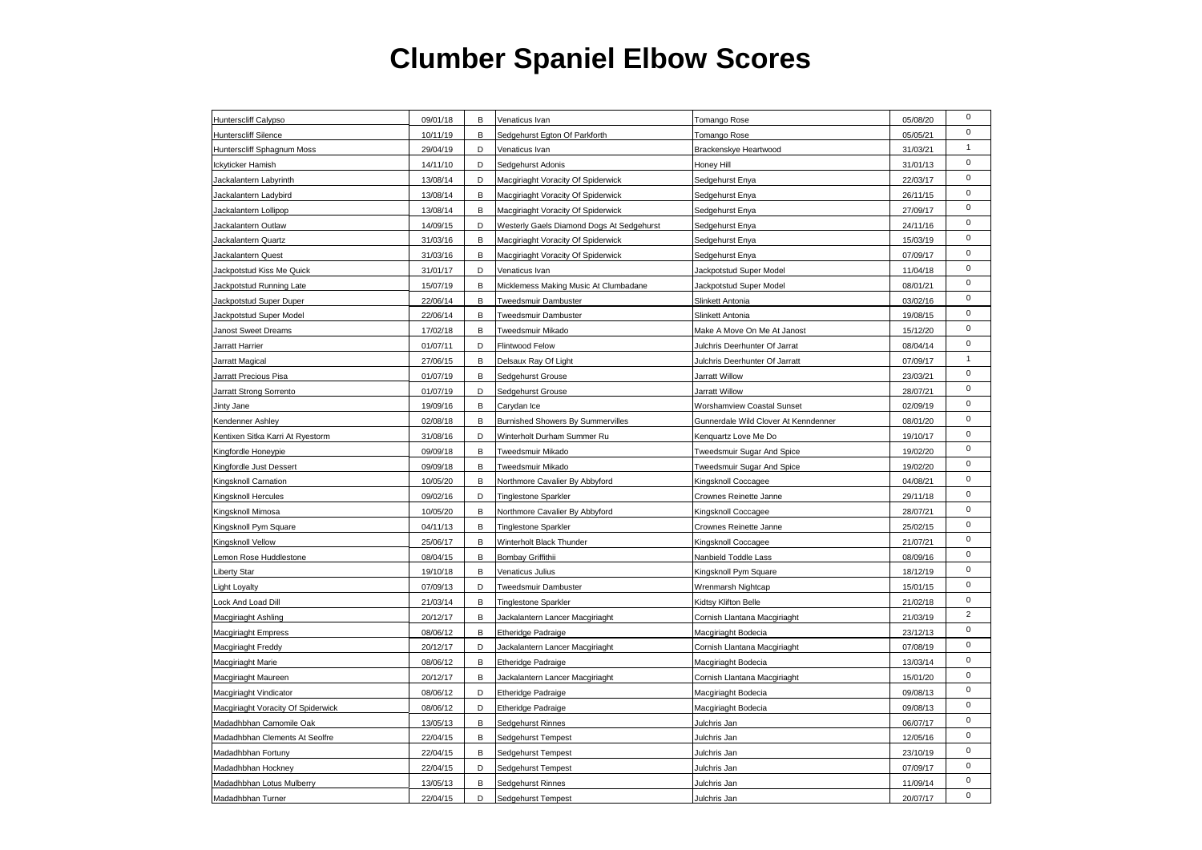# Clumber Spaniel Elbow Scores

| | | | | | | |
|---|---|---|---|---|---|---|
| Hunterscliff Calypso | 09/01/18 | B | Venaticus Ivan | Tomango Rose | 05/08/20 | 0 |
| Hunterscliff Silence | 10/11/19 | B | Sedgehurst Egton Of Parkforth | Tomango Rose | 05/05/21 | 0 |
| Hunterscliff Sphagnum Moss | 29/04/19 | D | Venaticus Ivan | Brackenskye Heartwood | 31/03/21 | 1 |
| Ickyticker Hamish | 14/11/10 | D | Sedgehurst Adonis | Honey Hill | 31/01/13 | 0 |
| Jackalantern Labyrinth | 13/08/14 | D | Macgiriaght Voracity Of Spiderwick | Sedgehurst Enya | 22/03/17 | 0 |
| Jackalantern Ladybird | 13/08/14 | B | Macgiriaght Voracity Of Spiderwick | Sedgehurst Enya | 26/11/15 | 0 |
| Jackalantern Lollipop | 13/08/14 | B | Macgiriaght Voracity Of Spiderwick | Sedgehurst Enya | 27/09/17 | 0 |
| Jackalantern Outlaw | 14/09/15 | D | Westerly Gaels Diamond Dogs At Sedgehurst | Sedgehurst Enya | 24/11/16 | 0 |
| Jackalantern Quartz | 31/03/16 | B | Macgiriaght Voracity Of Spiderwick | Sedgehurst Enya | 15/03/19 | 0 |
| Jackalantern Quest | 31/03/16 | B | Macgiriaght Voracity Of Spiderwick | Sedgehurst Enya | 07/09/17 | 0 |
| Jackpotstud Kiss Me Quick | 31/01/17 | D | Venaticus Ivan | Jackpotstud Super Model | 11/04/18 | 0 |
| Jackpotstud Running Late | 15/07/19 | B | Micklemess Making Music At Clumbadane | Jackpotstud Super Model | 08/01/21 | 0 |
| Jackpotstud Super Duper | 22/06/14 | B | Tweedsmuir Dambuster | Slinkett Antonia | 03/02/16 | 0 |
| Jackpotstud Super Model | 22/06/14 | B | Tweedsmuir Dambuster | Slinkett Antonia | 19/08/15 | 0 |
| Janost Sweet Dreams | 17/02/18 | B | Tweedsmuir Mikado | Make A Move On Me At Janost | 15/12/20 | 0 |
| Jarratt Harrier | 01/07/11 | D | Flintwood Felow | Julchris Deerhunter Of Jarrat | 08/04/14 | 0 |
| Jarratt Magical | 27/06/15 | B | Delsaux Ray Of Light | Julchris Deerhunter Of Jarratt | 07/09/17 | 1 |
| Jarratt Precious Pisa | 01/07/19 | B | Sedgehurst Grouse | Jarratt Willow | 23/03/21 | 0 |
| Jarratt Strong Sorrento | 01/07/19 | D | Sedgehurst Grouse | Jarratt Willow | 28/07/21 | 0 |
| Jinty Jane | 19/09/16 | B | Carydan Ice | Worshamview Coastal Sunset | 02/09/19 | 0 |
| Kendenner Ashley | 02/08/18 | B | Burnished Showers By Summervilles | Gunnerdale Wild Clover At Kenndenner | 08/01/20 | 0 |
| Kentixen Sitka Karri At Ryestorm | 31/08/16 | D | Winterholt Durham Summer Ru | Kenquartz Love Me Do | 19/10/17 | 0 |
| Kingfordle Honeypie | 09/09/18 | B | Tweedsmuir Mikado | Tweedsmuir Sugar And Spice | 19/02/20 | 0 |
| Kingfordle Just Dessert | 09/09/18 | B | Tweedsmuir Mikado | Tweedsmuir Sugar And Spice | 19/02/20 | 0 |
| Kingsknoll Carnation | 10/05/20 | B | Northmore Cavalier By Abbyford | Kingsknoll Coccagee | 04/08/21 | 0 |
| Kingsknoll Hercules | 09/02/16 | D | Tinglestone Sparkler | Crownes Reinette Janne | 29/11/18 | 0 |
| Kingsknoll Mimosa | 10/05/20 | B | Northmore Cavalier By Abbyford | Kingsknoll Coccagee | 28/07/21 | 0 |
| Kingsknoll Pym Square | 04/11/13 | B | Tinglestone Sparkler | Crownes Reinette Janne | 25/02/15 | 0 |
| Kingsknoll Vellow | 25/06/17 | B | Winterholt Black Thunder | Kingsknoll Coccagee | 21/07/21 | 0 |
| Lemon Rose Huddlestone | 08/04/15 | B | Bombay Griffithii | Nanbield Toddle Lass | 08/09/16 | 0 |
| Liberty Star | 19/10/18 | B | Venaticus Julius | Kingsknoll Pym Square | 18/12/19 | 0 |
| Light Loyalty | 07/09/13 | D | Tweedsmuir Dambuster | Wrenmarsh Nightcap | 15/01/15 | 0 |
| Lock And Load Dill | 21/03/14 | B | Tinglestone Sparkler | Kidtsy Klifton Belle | 21/02/18 | 0 |
| Macgiriaght Ashling | 20/12/17 | B | Jackalantern Lancer Macgiriaght | Cornish Llantana Macgiriaght | 21/03/19 | 2 |
| Macgiriaght Empress | 08/06/12 | B | Etheridge Padraige | Macgiriaght Bodecia | 23/12/13 | 0 |
| Macgiriaght Freddy | 20/12/17 | D | Jackalantern Lancer Macgiriaght | Cornish Llantana Macgiriaght | 07/08/19 | 0 |
| Macgiriaght Marie | 08/06/12 | B | Etheridge Padraige | Macgiriaght Bodecia | 13/03/14 | 0 |
| Macgiriaght Maureen | 20/12/17 | B | Jackalantern Lancer Macgiriaght | Cornish Llantana Macgiriaght | 15/01/20 | 0 |
| Macgiriaght Vindicator | 08/06/12 | D | Etheridge Padraige | Macgiriaght Bodecia | 09/08/13 | 0 |
| Macgiriaght Voracity Of Spiderwick | 08/06/12 | D | Etheridge Padraige | Macgiriaght Bodecia | 09/08/13 | 0 |
| Madadhbhan Camomile Oak | 13/05/13 | B | Sedgehurst Rinnes | Julchris Jan | 06/07/17 | 0 |
| Madadhbhan Clements At Seolfre | 22/04/15 | B | Sedgehurst Tempest | Julchris Jan | 12/05/16 | 0 |
| Madadhbhan Fortuny | 22/04/15 | B | Sedgehurst Tempest | Julchris Jan | 23/10/19 | 0 |
| Madadhbhan Hockney | 22/04/15 | D | Sedgehurst Tempest | Julchris Jan | 07/09/17 | 0 |
| Madadhbhan Lotus Mulberry | 13/05/13 | B | Sedgehurst Rinnes | Julchris Jan | 11/09/14 | 0 |
| Madadhbhan Turner | 22/04/15 | D | Sedgehurst Tempest | Julchris Jan | 20/07/17 | 0 |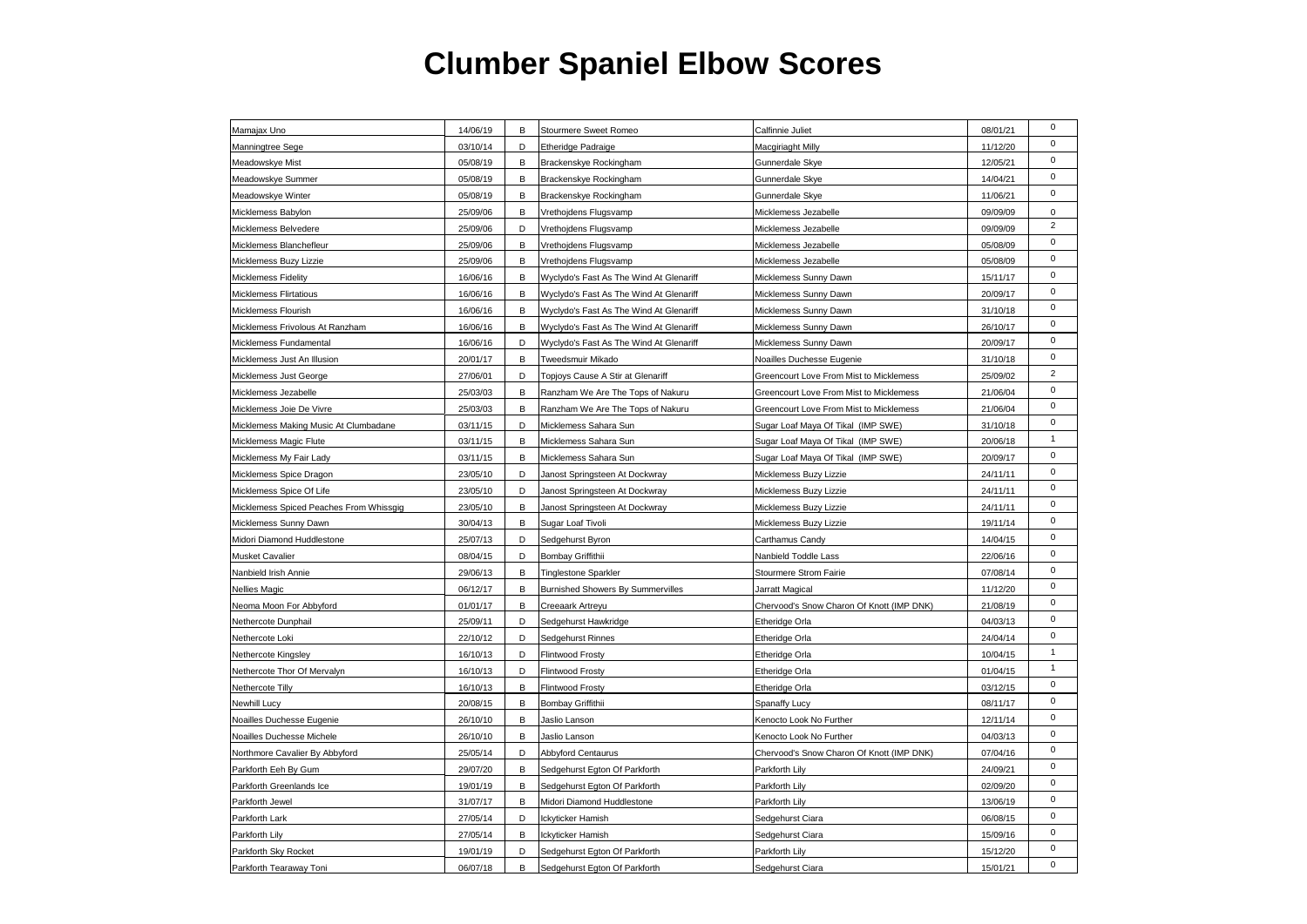# Clumber Spaniel Elbow Scores

| | | | | | | |
|---|---|---|---|---|---|---|
| Mamajax Uno | 14/06/19 | B | Stourmere Sweet Romeo | Calfinnie Juliet | 08/01/21 | 0 |
| Manningtree Sege | 03/10/14 | D | Etheridge Padraige | Macgiriaght Milly | 11/12/20 | 0 |
| Meadowskye Mist | 05/08/19 | B | Brackenskye Rockingham | Gunnerdale Skye | 12/05/21 | 0 |
| Meadowskye Summer | 05/08/19 | B | Brackenskye Rockingham | Gunnerdale Skye | 14/04/21 | 0 |
| Meadowskye Winter | 05/08/19 | B | Brackenskye Rockingham | Gunnerdale Skye | 11/06/21 | 0 |
| Micklemess Babylon | 25/09/06 | B | Vrethojdens Flugsvamp | Micklemess Jezabelle | 09/09/09 | 0 |
| Micklemess Belvedere | 25/09/06 | D | Vrethojdens Flugsvamp | Micklemess Jezabelle | 09/09/09 | 2 |
| Micklemess Blanchefleur | 25/09/06 | B | Vrethojdens Flugsvamp | Micklemess Jezabelle | 05/08/09 | 0 |
| Micklemess Buzy Lizzie | 25/09/06 | B | Vrethojdens Flugsvamp | Micklemess Jezabelle | 05/08/09 | 0 |
| Micklemess Fidelity | 16/06/16 | B | Wyclydo's Fast As The Wind At Glenariff | Micklemess Sunny Dawn | 15/11/17 | 0 |
| Micklemess Flirtatious | 16/06/16 | B | Wyclydo's Fast As The Wind At Glenariff | Micklemess Sunny Dawn | 20/09/17 | 0 |
| Micklemess Flourish | 16/06/16 | B | Wyclydo's Fast As The Wind At Glenariff | Micklemess Sunny Dawn | 31/10/18 | 0 |
| Micklemess Frivolous At Ranzham | 16/06/16 | B | Wyclydo's Fast As The Wind At Glenariff | Micklemess Sunny Dawn | 26/10/17 | 0 |
| Micklemess Fundamental | 16/06/16 | D | Wyclydo's Fast As The Wind At Glenariff | Micklemess Sunny Dawn | 20/09/17 | 0 |
| Micklemess Just An Illusion | 20/01/17 | B | Tweedsmuir Mikado | Noailles Duchesse Eugenie | 31/10/18 | 0 |
| Micklemess Just George | 27/06/01 | D | Topjoys Cause A Stir at Glenariff | Greencourt Love From Mist to Micklemess | 25/09/02 | 2 |
| Micklemess Jezabelle | 25/03/03 | B | Ranzham We Are The Tops of Nakuru | Greencourt Love From Mist to Micklemess | 21/06/04 | 0 |
| Micklemess Joie De Vivre | 25/03/03 | B | Ranzham We Are The Tops of Nakuru | Greencourt Love From Mist to Micklemess | 21/06/04 | 0 |
| Micklemess Making Music At Clumbadane | 03/11/15 | D | Micklemess Sahara Sun | Sugar Loaf Maya Of Tikal (IMP SWE) | 31/10/18 | 0 |
| Micklemess Magic Flute | 03/11/15 | B | Micklemess Sahara Sun | Sugar Loaf Maya Of Tikal (IMP SWE) | 20/06/18 | 1 |
| Micklemess My Fair Lady | 03/11/15 | B | Micklemess Sahara Sun | Sugar Loaf Maya Of Tikal (IMP SWE) | 20/09/17 | 0 |
| Micklemess Spice Dragon | 23/05/10 | D | Janost Springsteen At Dockwray | Micklemess Buzy Lizzie | 24/11/11 | 0 |
| Micklemess Spice Of Life | 23/05/10 | D | Janost Springsteen At Dockwray | Micklemess Buzy Lizzie | 24/11/11 | 0 |
| Micklemess Spiced Peaches From Whissgig | 23/05/10 | B | Janost Springsteen At Dockwray | Micklemess Buzy Lizzie | 24/11/11 | 0 |
| Micklemess Sunny Dawn | 30/04/13 | B | Sugar Loaf Tivoli | Micklemess Buzy Lizzie | 19/11/14 | 0 |
| Midori Diamond Huddlestone | 25/07/13 | D | Sedgehurst Byron | Carthamus Candy | 14/04/15 | 0 |
| Musket Cavalier | 08/04/15 | D | Bombay Griffithii | Nanbield Toddle Lass | 22/06/16 | 0 |
| Nanbield Irish Annie | 29/06/13 | B | Tinglestone Sparkler | Stourmere Strom Fairie | 07/08/14 | 0 |
| Nellies Magic | 06/12/17 | B | Burnished Showers By Summervilles | Jarratt Magical | 11/12/20 | 0 |
| Neoma Moon For Abbyford | 01/01/17 | B | Creeaark Artreyu | Chervood's Snow Charon Of Knott (IMP DNK) | 21/08/19 | 0 |
| Nethercote Dunphail | 25/09/11 | D | Sedgehurst Hawkridge | Etheridge Orla | 04/03/13 | 0 |
| Nethercote Loki | 22/10/12 | D | Sedgehurst Rinnes | Etheridge Orla | 24/04/14 | 0 |
| Nethercote Kingsley | 16/10/13 | D | Flintwood Frosty | Etheridge Orla | 10/04/15 | 1 |
| Nethercote Thor Of Mervalyn | 16/10/13 | D | Flintwood Frosty | Etheridge Orla | 01/04/15 | 1 |
| Nethercote Tilly | 16/10/13 | B | Flintwood Frosty | Etheridge Orla | 03/12/15 | 0 |
| Newhill Lucy | 20/08/15 | B | Bombay Griffithii | Spanaffy Lucy | 08/11/17 | 0 |
| Noailles Duchesse Eugenie | 26/10/10 | B | Jaslio Lanson | Kenocto Look No Further | 12/11/14 | 0 |
| Noailles Duchesse Michele | 26/10/10 | B | Jaslio Lanson | Kenocto Look No Further | 04/03/13 | 0 |
| Northmore Cavalier By Abbyford | 25/05/14 | D | Abbyford Centaurus | Chervood's Snow Charon Of Knott (IMP DNK) | 07/04/16 | 0 |
| Parkforth Eeh By Gum | 29/07/20 | B | Sedgehurst Egton Of Parkforth | Parkforth Lily | 24/09/21 | 0 |
| Parkforth Greenlands Ice | 19/01/19 | B | Sedgehurst Egton Of Parkforth | Parkforth Lily | 02/09/20 | 0 |
| Parkforth Jewel | 31/07/17 | B | Midori Diamond Huddlestone | Parkforth Lily | 13/06/19 | 0 |
| Parkforth Lark | 27/05/14 | D | Ickyticker Hamish | Sedgehurst Ciara | 06/08/15 | 0 |
| Parkforth Lily | 27/05/14 | B | Ickyticker Hamish | Sedgehurst Ciara | 15/09/16 | 0 |
| Parkforth Sky Rocket | 19/01/19 | D | Sedgehurst Egton Of Parkforth | Parkforth Lily | 15/12/20 | 0 |
| Parkforth Tearaway Toni | 06/07/18 | B | Sedgehurst Egton Of Parkforth | Sedgehurst Ciara | 15/01/21 | 0 |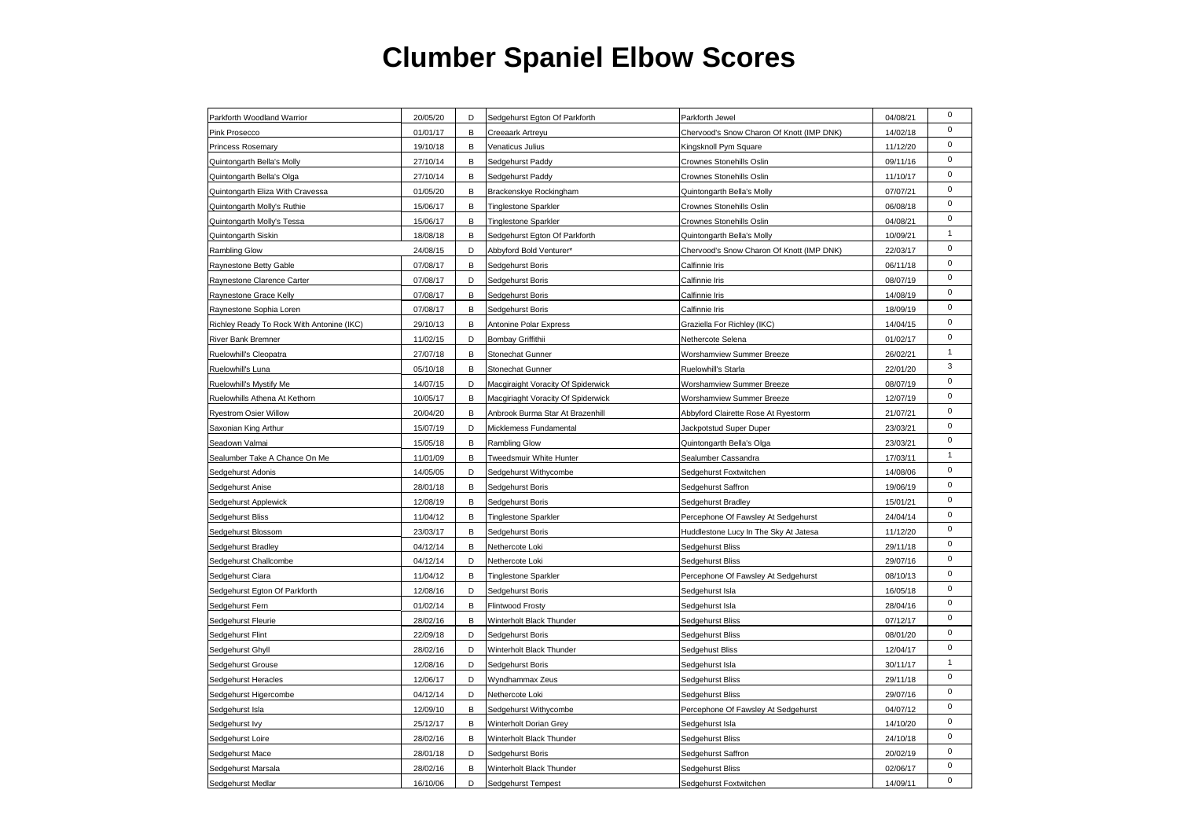# Clumber Spaniel Elbow Scores

| | | | | | | |
|---|---|---|---|---|---|---|
| Parkforth Woodland Warrior | 20/05/20 | D | Sedgehurst Egton Of Parkforth | Parkforth Jewel | 04/08/21 | 0 |
| Pink Prosecco | 01/01/17 | B | Creeaark Artreyu | Chervood's Snow Charon Of Knott (IMP DNK) | 14/02/18 | 0 |
| Princess Rosemary | 19/10/18 | B | Venaticus Julius | Kingsknoll Pym Square | 11/12/20 | 0 |
| Quintongarth Bella's Molly | 27/10/14 | B | Sedgehurst Paddy | Crownes Stonehills Oslin | 09/11/16 | 0 |
| Quintongarth Bella's Olga | 27/10/14 | B | Sedgehurst Paddy | Crownes Stonehills Oslin | 11/10/17 | 0 |
| Quintongarth Eliza With Cravessa | 01/05/20 | B | Brackenskye Rockingham | Quintongarth Bella's Molly | 07/07/21 | 0 |
| Quintongarth Molly's Ruthie | 15/06/17 | B | Tinglestone Sparkler | Crownes Stonehills Oslin | 06/08/18 | 0 |
| Quintongarth Molly's Tessa | 15/06/17 | B | Tinglestone Sparkler | Crownes Stonehills Oslin | 04/08/21 | 0 |
| Quintongarth Siskin | 18/08/18 | B | Sedgehurst Egton Of Parkforth | Quintongarth Bella's Molly | 10/09/21 | 1 |
| Rambling Glow | 24/08/15 | D | Abbyford Bold Venturer* | Chervood's Snow Charon Of Knott (IMP DNK) | 22/03/17 | 0 |
| Raynestone Betty Gable | 07/08/17 | B | Sedgehurst Boris | Calfinnie Iris | 06/11/18 | 0 |
| Raynestone Clarence Carter | 07/08/17 | D | Sedgehurst Boris | Calfinnie Iris | 08/07/19 | 0 |
| Raynestone Grace Kelly | 07/08/17 | B | Sedgehurst Boris | Calfinnie Iris | 14/08/19 | 0 |
| Raynestone Sophia Loren | 07/08/17 | B | Sedgehurst Boris | Calfinnie Iris | 18/09/19 | 0 |
| Richley Ready To Rock With Antonine (IKC) | 29/10/13 | B | Antonine Polar Express | Graziella For Richley (IKC) | 14/04/15 | 0 |
| River Bank Bremner | 11/02/15 | D | Bombay Griffithii | Nethercote Selena | 01/02/17 | 0 |
| Ruelowhill's Cleopatra | 27/07/18 | B | Stonechat Gunner | Worshamview Summer Breeze | 26/02/21 | 1 |
| Ruelowhill's Luna | 05/10/18 | B | Stonechat Gunner | Ruelowhill's Starla | 22/01/20 | 3 |
| Ruelowhill's Mystify Me | 14/07/15 | D | Macgiraight Voracity Of Spiderwick | Worshamview Summer Breeze | 08/07/19 | 0 |
| Ruelowhills Athena At Kethorn | 10/05/17 | B | Macgiriaght Voracity Of Spiderwick | Worshamview Summer Breeze | 12/07/19 | 0 |
| Ryestrom Osier Willow | 20/04/20 | B | Anbrook Burma Star At Brazenhill | Abbyford Clairette Rose At Ryestorm | 21/07/21 | 0 |
| Saxonian King Arthur | 15/07/19 | D | Micklemess Fundamental | Jackpotstud Super Duper | 23/03/21 | 0 |
| Seadown Valmai | 15/05/18 | B | Rambling Glow | Quintongarth Bella's Olga | 23/03/21 | 0 |
| Sealumber Take A Chance On Me | 11/01/09 | B | Tweedsmuir White Hunter | Sealumber Cassandra | 17/03/11 | 1 |
| Sedgehurst Adonis | 14/05/05 | D | Sedgehurst Withycombe | Sedgehurst Foxtwitchen | 14/08/06 | 0 |
| Sedgehurst Anise | 28/01/18 | B | Sedgehurst Boris | Sedgehurst Saffron | 19/06/19 | 0 |
| Sedgehurst Applewick | 12/08/19 | B | Sedgehurst Boris | Sedgehurst Bradley | 15/01/21 | 0 |
| Sedgehurst Bliss | 11/04/12 | B | Tinglestone Sparkler | Percephone Of Fawsley At Sedgehurst | 24/04/14 | 0 |
| Sedgehurst Blossom | 23/03/17 | B | Sedgehurst Boris | Huddlestone Lucy In The Sky At Jatesa | 11/12/20 | 0 |
| Sedgehurst Bradley | 04/12/14 | B | Nethercote Loki | Sedgehurst Bliss | 29/11/18 | 0 |
| Sedgehurst Challcombe | 04/12/14 | D | Nethercote Loki | Sedgehurst Bliss | 29/07/16 | 0 |
| Sedgehurst Ciara | 11/04/12 | B | Tinglestone Sparkler | Percephone Of Fawsley At Sedgehurst | 08/10/13 | 0 |
| Sedgehurst Egton Of Parkforth | 12/08/16 | D | Sedgehurst Boris | Sedgehurst Isla | 16/05/18 | 0 |
| Sedgehurst Fern | 01/02/14 | B | Flintwood Frosty | Sedgehurst Isla | 28/04/16 | 0 |
| Sedgehurst Fleurie | 28/02/16 | B | Winterholt Black Thunder | Sedgehurst Bliss | 07/12/17 | 0 |
| Sedgehurst Flint | 22/09/18 | D | Sedgehurst Boris | Sedgehurst Bliss | 08/01/20 | 0 |
| Sedgehurst Ghyll | 28/02/16 | D | Winterholt Black Thunder | Sedgehust Bliss | 12/04/17 | 0 |
| Sedgehurst Grouse | 12/08/16 | D | Sedgehurst Boris | Sedgehurst Isla | 30/11/17 | 1 |
| Sedgehurst Heracles | 12/06/17 | D | Wyndhammax Zeus | Sedgehurst Bliss | 29/11/18 | 0 |
| Sedgehurst Higercombe | 04/12/14 | D | Nethercote Loki | Sedgehurst Bliss | 29/07/16 | 0 |
| Sedgehurst Isla | 12/09/10 | B | Sedgehurst Withycombe | Percephone Of Fawsley At Sedgehurst | 04/07/12 | 0 |
| Sedgehurst Ivy | 25/12/17 | B | Winterholt Dorian Grey | Sedgehurst Isla | 14/10/20 | 0 |
| Sedgehurst Loire | 28/02/16 | B | Winterholt Black Thunder | Sedgehurst Bliss | 24/10/18 | 0 |
| Sedgehurst Mace | 28/01/18 | D | Sedgehurst Boris | Sedgehurst Saffron | 20/02/19 | 0 |
| Sedgehurst Marsala | 28/02/16 | B | Winterholt Black Thunder | Sedgehurst Bliss | 02/06/17 | 0 |
| Sedgehurst Medlar | 16/10/06 | D | Sedgehurst Tempest | Sedgehurst Foxtwitchen | 14/09/11 | 0 |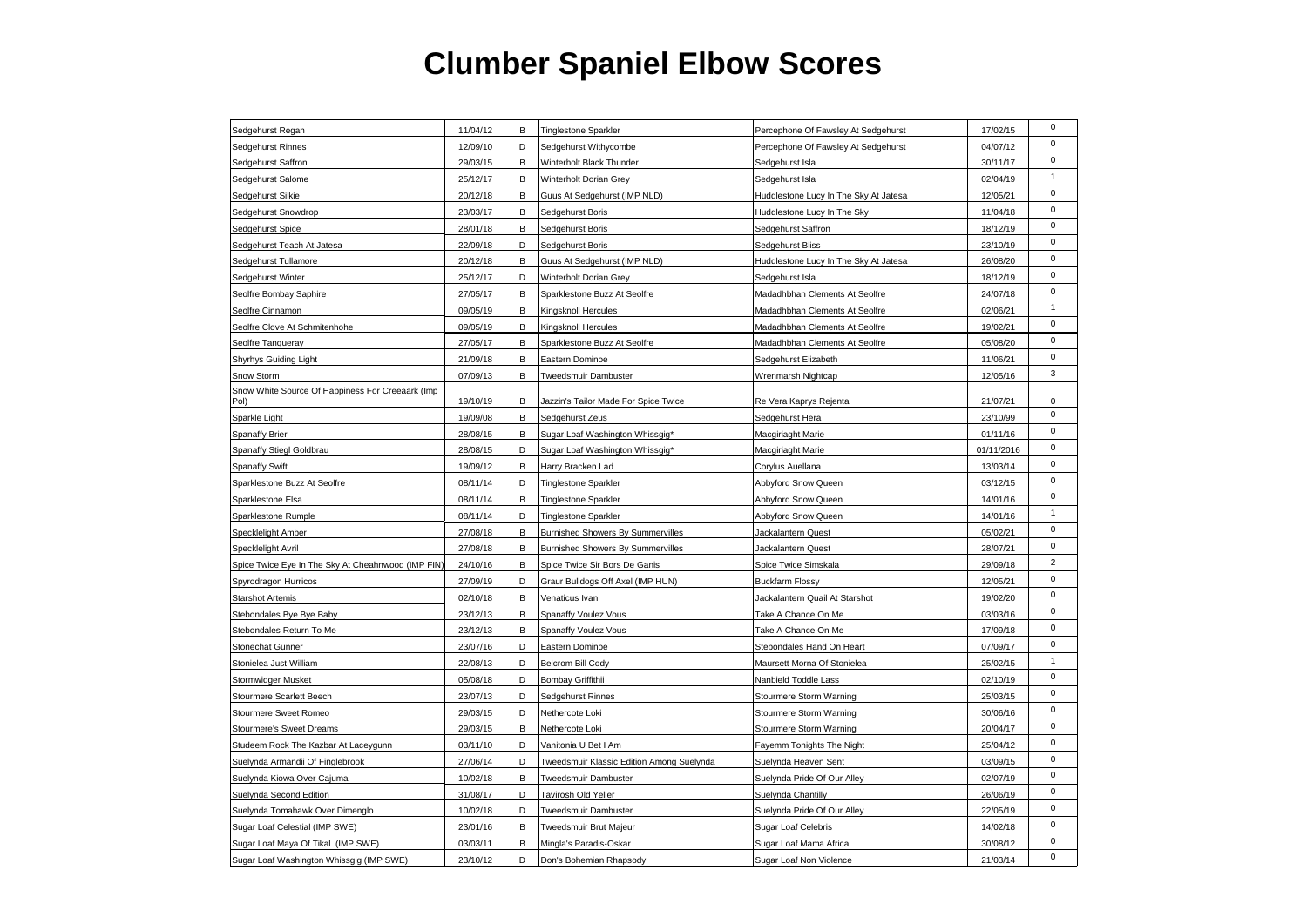# Clumber Spaniel Elbow Scores

| | | | | | | |
|---|---|---|---|---|---|---|
| Sedgehurst Regan | 11/04/12 | B | Tinglestone Sparkler | Percephone Of Fawsley At Sedgehurst | 17/02/15 | 0 |
| Sedgehurst Rinnes | 12/09/10 | D | Sedgehurst Withycombe | Percephone Of Fawsley At Sedgehurst | 04/07/12 | 0 |
| Sedgehurst Saffron | 29/03/15 | B | Winterholt Black Thunder | Sedgehurst Isla | 30/11/17 | 0 |
| Sedgehurst Salome | 25/12/17 | B | Winterholt Dorian Grey | Sedgehurst Isla | 02/04/19 | 1 |
| Sedgehurst Silkie | 20/12/18 | B | Guus At Sedgehurst (IMP NLD) | Huddlestone Lucy In The Sky At Jatesa | 12/05/21 | 0 |
| Sedgehurst Snowdrop | 23/03/17 | B | Sedgehurst Boris | Huddlestone Lucy In The Sky | 11/04/18 | 0 |
| Sedgehurst Spice | 28/01/18 | B | Sedgehurst Boris | Sedgehurst Saffron | 18/12/19 | 0 |
| Sedgehurst Teach At Jatesa | 22/09/18 | D | Sedgehurst Boris | Sedgehurst Bliss | 23/10/19 | 0 |
| Sedgehurst Tullamore | 20/12/18 | B | Guus At Sedgehurst (IMP NLD) | Huddlestone Lucy In The Sky At Jatesa | 26/08/20 | 0 |
| Sedgehurst Winter | 25/12/17 | D | Winterholt Dorian Grey | Sedgehurst Isla | 18/12/19 | 0 |
| Seolfre Bombay Saphire | 27/05/17 | B | Sparklestone Buzz At Seolfre | Madadhbhan Clements At Seolfre | 24/07/18 | 0 |
| Seolfre Cinnamon | 09/05/19 | B | Kingsknoll Hercules | Madadhbhan Clements At Seolfre | 02/06/21 | 1 |
| Seolfre Clove At Schmitenhohe | 09/05/19 | B | Kingsknoll Hercules | Madadhbhan Clements At Seolfre | 19/02/21 | 0 |
| Seolfre Tanqueray | 27/05/17 | B | Sparklestone Buzz At Seolfre | Madadhbhan Clements At Seolfre | 05/08/20 | 0 |
| Shyrhys Guiding Light | 21/09/18 | B | Eastern Dominoe | Sedgehurst Elizabeth | 11/06/21 | 0 |
| Snow Storm | 07/09/13 | B | Tweedsmuir Dambuster | Wrenmarsh Nightcap | 12/05/16 | 3 |
| Snow White Source Of Happiness For Creeaark (Imp Pol) | 19/10/19 | B | Jazzin's Tailor Made For Spice Twice | Re Vera Kaprys Rejenta | 21/07/21 | 0 |
| Sparkle Light | 19/09/08 | B | Sedgehurst Zeus | Sedgehurst Hera | 23/10/99 | 0 |
| Spanaffy Brier | 28/08/15 | B | Sugar Loaf Washington Whissgig* | Macgiriaght Marie | 01/11/16 | 0 |
| Spanaffy Stiegl Goldbrau | 28/08/15 | D | Sugar Loaf Washington Whissgig* | Macgiriaght Marie | 01/11/2016 | 0 |
| Spanaffy Swift | 19/09/12 | B | Harry Bracken Lad | Corylus Auellana | 13/03/14 | 0 |
| Sparklestone Buzz At Seolfre | 08/11/14 | D | Tinglestone Sparkler | Abbyford Snow Queen | 03/12/15 | 0 |
| Sparklestone Elsa | 08/11/14 | B | Tinglestone Sparkler | Abbyford Snow Queen | 14/01/16 | 0 |
| Sparklestone Rumple | 08/11/14 | D | Tinglestone Sparkler | Abbyford Snow Queen | 14/01/16 | 1 |
| Specklelight Amber | 27/08/18 | B | Burnished Showers By Summervilles | Jackalantern Quest | 05/02/21 | 0 |
| Specklelight Avril | 27/08/18 | B | Burnished Showers By Summervilles | Jackalantern Quest | 28/07/21 | 0 |
| Spice Twice Eye In The Sky At Cheahnwood (IMP FIN) | 24/10/16 | B | Spice Twice Sir Bors De Ganis | Spice Twice Simskala | 29/09/18 | 2 |
| Spyrodragon Hurricos | 27/09/19 | D | Graur Bulldogs Off Axel (IMP HUN) | Buckfarm Flossy | 12/05/21 | 0 |
| Starshot Artemis | 02/10/18 | B | Venaticus Ivan | Jackalantern Quail At Starshot | 19/02/20 | 0 |
| Stebondales Bye Bye Baby | 23/12/13 | B | Spanaffy Voulez Vous | Take A Chance On Me | 03/03/16 | 0 |
| Stebondales Return To Me | 23/12/13 | B | Spanaffy Voulez Vous | Take A Chance On Me | 17/09/18 | 0 |
| Stonechat Gunner | 23/07/16 | D | Eastern Dominoe | Stebondales Hand On Heart | 07/09/17 | 0 |
| Stonielea Just William | 22/08/13 | D | Belcrom Bill Cody | Maursett Morna Of Stonielea | 25/02/15 | 1 |
| Stormwidger Musket | 05/08/18 | D | Bombay Griffithii | Nanbield Toddle Lass | 02/10/19 | 0 |
| Stourmere Scarlett Beech | 23/07/13 | D | Sedgehurst Rinnes | Stourmere Storm Warning | 25/03/15 | 0 |
| Stourmere Sweet Romeo | 29/03/15 | D | Nethercote Loki | Stourmere Storm Warning | 30/06/16 | 0 |
| Stourmere's Sweet Dreams | 29/03/15 | B | Nethercote Loki | Stourmere Storm Warning | 20/04/17 | 0 |
| Studeem Rock The Kazbar At Laceygunn | 03/11/10 | D | Vanitonia U Bet I Am | Fayemm Tonights The Night | 25/04/12 | 0 |
| Suelynda Armandii Of Finglebrook | 27/06/14 | D | Tweedsmuir Klassic Edition Among Suelynda | Suelynda Heaven Sent | 03/09/15 | 0 |
| Suelynda Kiowa Over Cajuma | 10/02/18 | B | Tweedsmuir Dambuster | Suelynda Pride Of Our Alley | 02/07/19 | 0 |
| Suelynda Second Edition | 31/08/17 | D | Tavirosh Old Yeller | Suelynda Chantilly | 26/06/19 | 0 |
| Suelynda Tomahawk Over Dimenglo | 10/02/18 | D | Tweedsmuir Dambuster | Suelynda Pride Of Our Alley | 22/05/19 | 0 |
| Sugar Loaf Celestial (IMP SWE) | 23/01/16 | B | Tweedsmuir Brut Majeur | Sugar Loaf Celebris | 14/02/18 | 0 |
| Sugar Loaf Maya Of Tikal (IMP SWE) | 03/03/11 | B | Mingla's Paradis-Oskar | Sugar Loaf Mama Africa | 30/08/12 | 0 |
| Sugar Loaf Washington Whissgig (IMP SWE) | 23/10/12 | D | Don's Bohemian Rhapsody | Sugar Loaf Non Violence | 21/03/14 | 0 |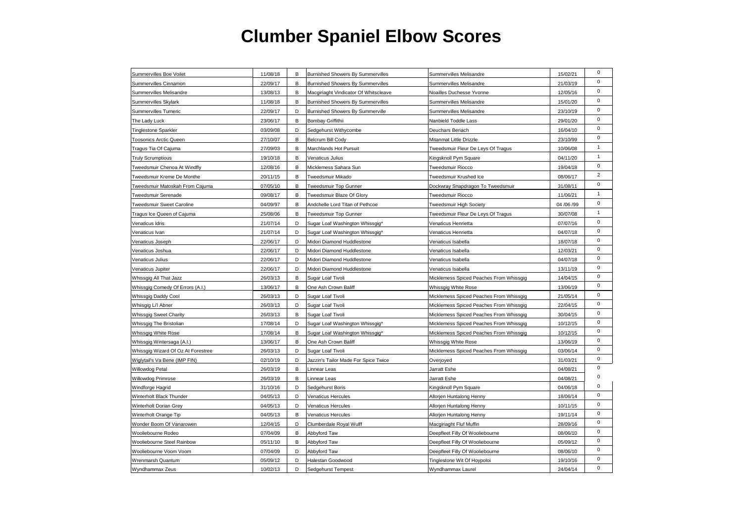# Clumber Spaniel Elbow Scores

| | | | | | | |
|---|---|---|---|---|---|---|
| Summervilles Boe Voilet | 11/08/18 | B | Burnished Showers By Summervilles | Summervilles Melisandre | 15/02/21 | 0 |
| Summervilles Cinnamon | 22/09/17 | B | Burnished Showers By Summervilles | Summervilles Melisandre | 21/03/19 | 0 |
| Summervilles Melisandre | 13/08/13 | B | Macgiriaght Vindicator Of Whitscleave | Noailles Duchesse Yvonne | 12/05/16 | 0 |
| Summervilles Skylark | 11/08/18 | B | Burnished Showers By Summervilles | Summervilles Melisandre | 15/01/20 | 0 |
| Summervilles Tumeric | 22/09/17 | D | Burnished Showers By Summerville | Summervilles Melisandre | 23/10/19 | 0 |
| The Lady Luck | 23/06/17 | B | Bombay Griffithii | Nanbield Toddle Lass | 29/01/20 | 0 |
| Tinglestone Sparkler | 03/09/08 | D | Sedgehurst Withycombe | Deuchars Beriach | 16/04/10 | 0 |
| Toosonics Arctic Queen | 27/10/07 | B | Belcrum Bill Cody | Mitanmat Little Drizzle | 23/10/99 | 0 |
| Tragus Tia Of Cajuma | 27/09/03 | B | Marchlands Hot Pursuit | Tweedsmuir Fleur De Leys Of Tragus | 10/06/08 | 1 |
| Truly Scrumptious | 19/10/18 | B | Venaticus Julius | Kingsknoll Pym Square | 04/11/20 | 1 |
| Tweedsmuir Chenoa At Windfly | 12/08/16 | B | Micklemess Sahara Sun | Tweedsmuir Riocco | 19/04/18 | 0 |
| Tweedsmuir Kreme De Monthe | 20/11/15 | B | Tweedsmuir Mikado | Tweedsmuir Krushed Ice | 08/06/17 | 2 |
| Tweedsmuir Matoskah From Cajuma | 07/05/10 | B | Tweedsmuir Top Gunner | Dockway Snapdragon To Tweedsmuir | 31/08/11 | 0 |
| Tweedsmuir Serenade | 09/08/17 | B | Tweedsmuir Blaze Of Glory | Tweedsmuir Riocco | 11/06/21 | 1 |
| Tweedsmuir Sweet Caroline | 04/09/97 | B | Andchelle Lord Titan of Pethcoe | Tweedsmuir High Society | 04 /06 /99 | 0 |
| Tragus Ice Queen of Cajuma | 25/08/06 | B | Tweedsmuir Top Gunner | Tweedsmuir Fleur De Leys Of Tragus | 30/07/08 | 1 |
| Venaticus Idris | 21/07/14 | D | Sugar Loaf Washington Whissgig* | Venaticus Henrietta | 07/07/16 | 0 |
| Venaticus Ivan | 21/07/14 | D | Sugar Loaf Washington Whissgig* | Venaticus Henrietta | 04/07/18 | 0 |
| Venaticus Joseph | 22/06/17 | D | Midori Diamond Huddlestone | Venaticus Isabella | 18/07/18 | 0 |
| Venaticus Joshua | 22/06/17 | D | Midori Diamond Huddlestone | Venaticus Isabella | 12/03/21 | 0 |
| Venaticus Julius | 22/06/17 | D | Midori Diamond Huddlestone | Venaticus Isabella | 04/07/18 | 0 |
| Venaticus Jupiter | 22/06/17 | D | Midori Diamond Huddlestone | Venaticus Isabella | 13/11/19 | 0 |
| Whissgig All That Jazz | 26/03/13 | B | Sugar Loaf Tivoli | Micklemess Spiced Peaches From Whissgig | 14/04/15 | 0 |
| Whissgig Comedy Of Errors (A.I.) | 13/06/17 | B | One Ash Crown Baliff | Whissgig White Rose | 13/06/19 | 0 |
| Whissgig Daddy Cool | 26/03/13 | D | Sugar Loaf Tivoli | Micklemess Spiced Peaches From Whissgig | 21/05/14 | 0 |
| Whiisgig Li'l Abner | 26/03/13 | D | Sugar Loaf Tivoli | Micklemess Spiced Peaches From Whissgig | 22/04/15 | 0 |
| Whissgig Sweet Charity | 26/03/13 | B | Sugar Loaf Tivoli | Micklemess Spiced Peaches From Whissgig | 30/04/15 | 0 |
| Whissgig The Bristolian | 17/08/14 | D | Sugar Loaf Washington Whissgig* | Micklemess Spiced Peaches From Whissgig | 10/12/15 | 0 |
| Whissgig White Rose | 17/08/14 | B | Sugar Loaf Washington Whissgig* | Micklemess Spiced Peaches From Whissgig | 10/12/15 | 0 |
| Whissgig Wintersaga (A.I.) | 13/06/17 | B | One Ash Crown Baliff | Whissgig White Rose | 13/06/19 | 0 |
| Whissgig Wizard Of Oz At Forestree | 26/03/13 | D | Sugar Loaf Tivoli | Micklemess Spiced Peaches From Whissgig | 03/06/14 | 0 |
| Wiglytail's Va Bene (IMP FIN) | 02/10/19 | D | Jazzin's Tailor Made For Spice Twice | Overjoyed | 31/03/21 | 0 |
| Willowdog Petal | 26/03/19 | B | Linnear Leas | Jarratt Eshe | 04/08/21 | 0 |
| Willowdog Primrose | 26/03/19 | B | Linnear Leas | Jarratt Eshe | 04/08/21 | 0 |
| Windforge Hagrid | 31/10/16 | D | Sedgehurst Boris | Kingsknoll Pym Square | 04/06/18 | 0 |
| Winterholt Black Thunder | 04/05/13 | D | Venaticus Hercules | Allorjen Huntalong Henny | 18/06/14 | 0 |
| Winterholt Dorian Grey | 04/05/13 | D | Venaticus Hercules | Allorjen Huntalong Henny | 10/11/15 | 0 |
| Winterholt Orange Tip | 04/05/13 | B | Venaticus Hercules | Allorjen Huntalong Henny | 19/11/14 | 0 |
| Wonder Boom Of Vanarowen | 12/04/15 | D | Clumberdale Royal Wulff | Macgiriaght Fluf Muffin | 28/09/16 | 0 |
| Wooliebourne Rodeo | 07/04/09 | B | Abbyford Taw | Deepfleet Filly Of Wooliebourne | 08/06/10 | 0 |
| Wooliebourne Steel Rainbow | 05/11/10 | B | Abbyford Taw | Deepfleet Filly Of Wooliebourne | 05/09/12 | 0 |
| Wooliebourne Voom Voom | 07/04/09 | D | Abbyford Taw | Deepfleet Filly Of Wooliebourne | 08/06/10 | 0 |
| Wrenmarsh Quantum | 05/09/12 | D | Halestan Goodwood | Tinglestone Wit Of Hoypoloi | 19/10/16 | 0 |
| Wyndhammax Zeus | 10/02/13 | D | Sedgehurst Tempest | Wyndhammax Laurel | 24/04/14 | 0 |